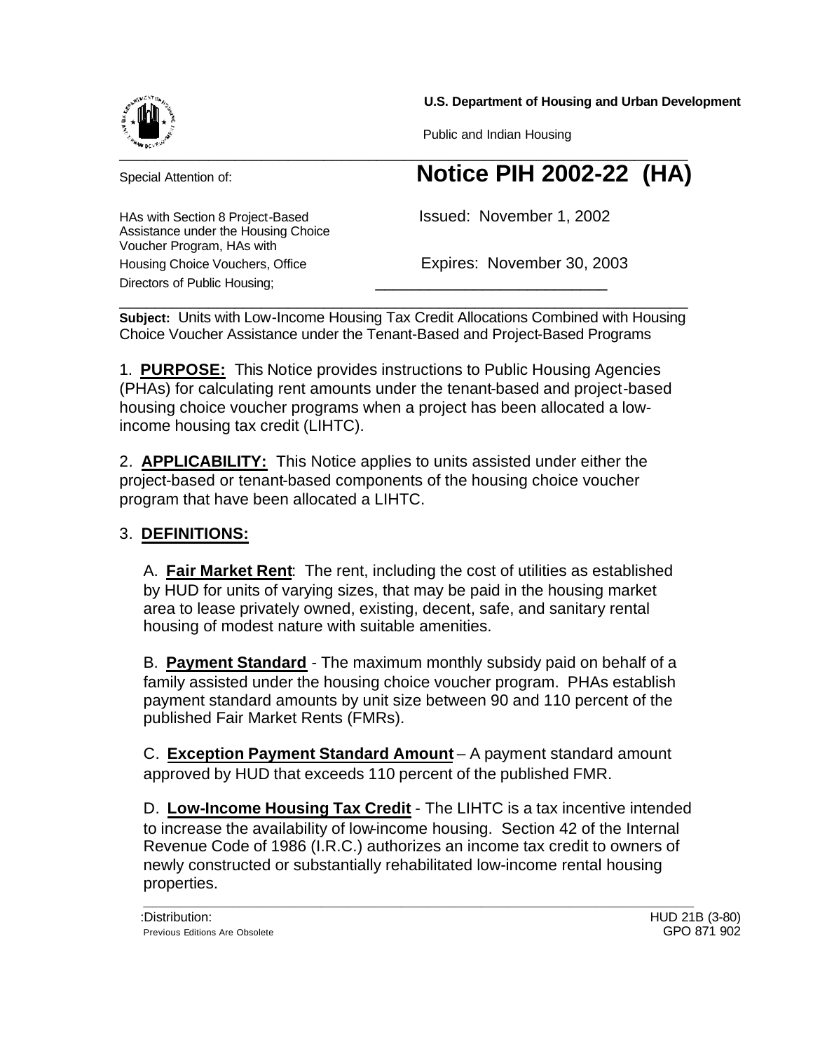U.S. Department of Housing and Urban Development

Public and Indian Housing

Special Attention of:

# Notice PIH 2002-22 (HA)

HAs with Section 8 Project-Based Assistance under the Housing Choice Voucher Program, HAs with Housing Choice Vouchers, Office Directors of Public Housing;

Issued: November 1, 2002

Expires: November 30, 2003

**Subject:** Units with Low-Income Housing Tax Credit Allocations Combined with Housing Choice Voucher Assistance under the Tenant-Based and Project-Based Programs

1. **PURPOSE:** This Notice provides instructions to Public Housing Agencies (PHAs) for calculating rent amounts under the tenant-based and project-based housing choice voucher programs when a project has been allocated a low-income housing tax credit (LIHTC).

2. **APPLICABILITY:** This Notice applies to units assisted under either the project-based or tenant-based components of the housing choice voucher program that have been allocated a LIHTC.

3. **DEFINITIONS:**

A. **Fair Market Rent**: The rent, including the cost of utilities as established by HUD for units of varying sizes, that may be paid in the housing market area to lease privately owned, existing, decent, safe, and sanitary rental housing of modest nature with suitable amenities.

B. **Payment Standard** - The maximum monthly subsidy paid on behalf of a family assisted under the housing choice voucher program. PHAs establish payment standard amounts by unit size between 90 and 110 percent of the published Fair Market Rents (FMRs).

C. **Exception Payment Standard Amount** – A payment standard amount approved by HUD that exceeds 110 percent of the published FMR.

D. **Low-Income Housing Tax Credit** - The LIHTC is a tax incentive intended to increase the availability of low-income housing. Section 42 of the Internal Revenue Code of 1986 (I.R.C.) authorizes an income tax credit to owners of newly constructed or substantially rehabilitated low-income rental housing properties.

:Distribution: HUD 21B (3-80)
Previous Editions Are Obsolete GPO 871 902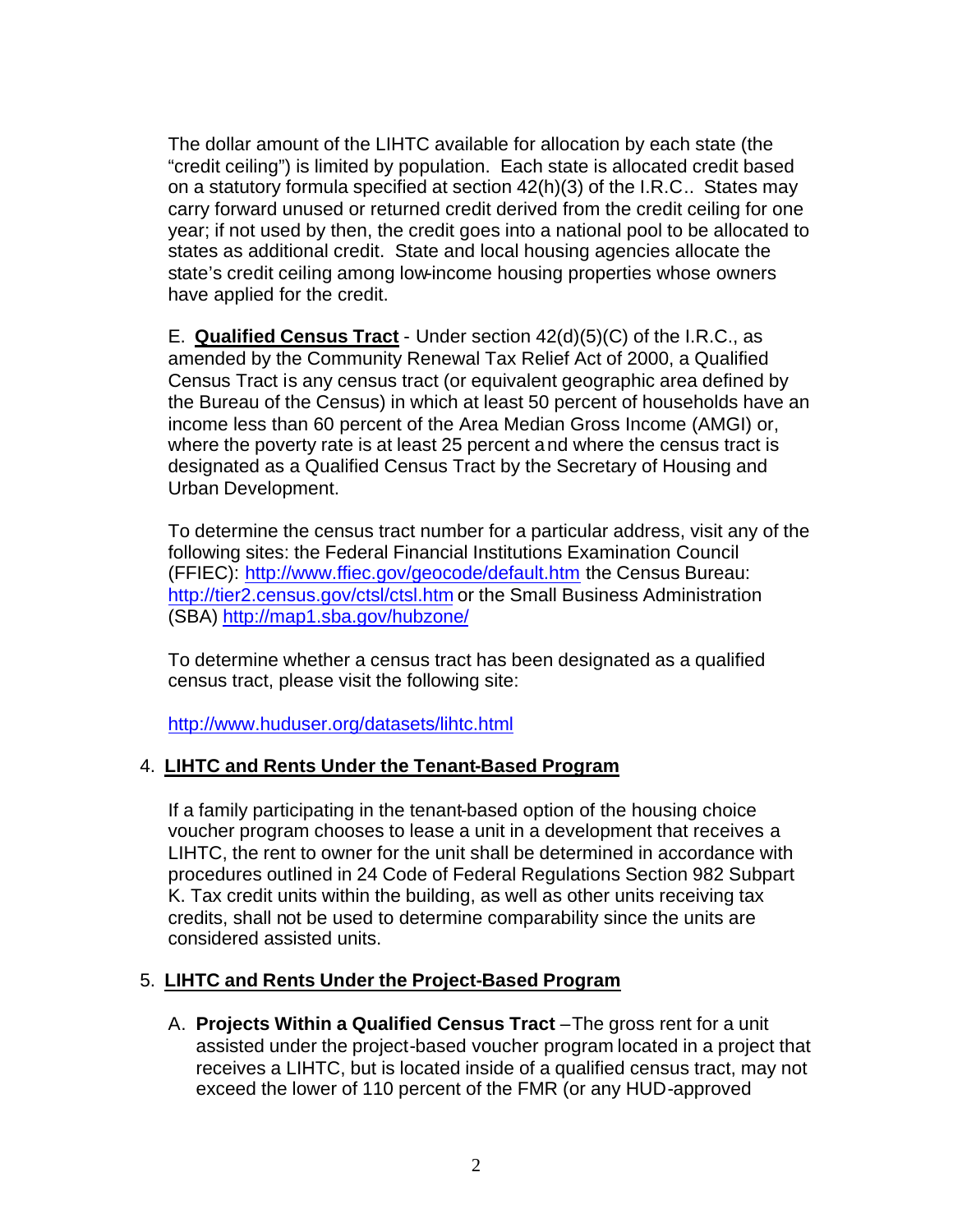The dollar amount of the LIHTC available for allocation by each state (the "credit ceiling") is limited by population. Each state is allocated credit based on a statutory formula specified at section 42(h)(3) of the I.R.C.. States may carry forward unused or returned credit derived from the credit ceiling for one year; if not used by then, the credit goes into a national pool to be allocated to states as additional credit. State and local housing agencies allocate the state's credit ceiling among low-income housing properties whose owners have applied for the credit.

E. **Qualified Census Tract** - Under section 42(d)(5)(C) of the I.R.C., as amended by the Community Renewal Tax Relief Act of 2000, a Qualified Census Tract is any census tract (or equivalent geographic area defined by the Bureau of the Census) in which at least 50 percent of households have an income less than 60 percent of the Area Median Gross Income (AMGI) or, where the poverty rate is at least 25 percent and where the census tract is designated as a Qualified Census Tract by the Secretary of Housing and Urban Development.

To determine the census tract number for a particular address, visit any of the following sites: the Federal Financial Institutions Examination Council (FFIEC): http://www.ffiec.gov/geocode/default.htm the Census Bureau: http://tier2.census.gov/ctsl/ctsl.htm or the Small Business Administration (SBA) http://map1.sba.gov/hubzone/

To determine whether a census tract has been designated as a qualified census tract, please visit the following site:

http://www.huduser.org/datasets/lihtc.html

## 4. LIHTC and Rents Under the Tenant-Based Program

If a family participating in the tenant-based option of the housing choice voucher program chooses to lease a unit in a development that receives a LIHTC, the rent to owner for the unit shall be determined in accordance with procedures outlined in 24 Code of Federal Regulations Section 982 Subpart K. Tax credit units within the building, as well as other units receiving tax credits, shall not be used to determine comparability since the units are considered assisted units.

## 5. LIHTC and Rents Under the Project-Based Program

A. **Projects Within a Qualified Census Tract** – The gross rent for a unit assisted under the project-based voucher program located in a project that receives a LIHTC, but is located inside of a qualified census tract, may not exceed the lower of 110 percent of the FMR (or any HUD-approved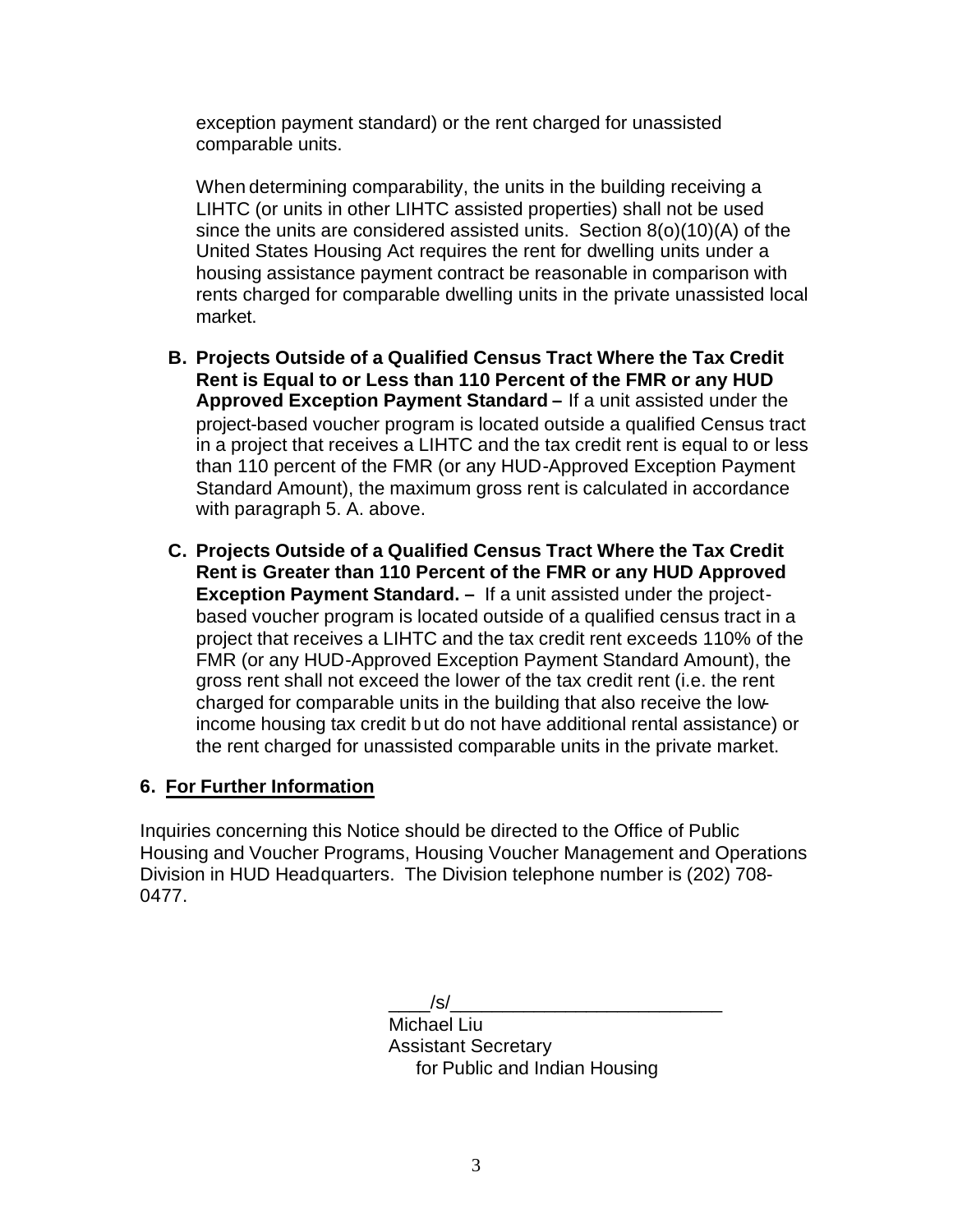exception payment standard) or the rent charged for unassisted comparable units.

When determining comparability, the units in the building receiving a LIHTC (or units in other LIHTC assisted properties) shall not be used since the units are considered assisted units. Section 8(o)(10)(A) of the United States Housing Act requires the rent for dwelling units under a housing assistance payment contract be reasonable in comparison with rents charged for comparable dwelling units in the private unassisted local market.

**B. Projects Outside of a Qualified Census Tract Where the Tax Credit Rent is Equal to or Less than 110 Percent of the FMR or any HUD Approved Exception Payment Standard –** If a unit assisted under the project-based voucher program is located outside a qualified Census tract in a project that receives a LIHTC and the tax credit rent is equal to or less than 110 percent of the FMR (or any HUD-Approved Exception Payment Standard Amount), the maximum gross rent is calculated in accordance with paragraph 5. A. above.

**C. Projects Outside of a Qualified Census Tract Where the Tax Credit Rent is Greater than 110 Percent of the FMR or any HUD Approved Exception Payment Standard. –** If a unit assisted under the project-based voucher program is located outside of a qualified census tract in a project that receives a LIHTC and the tax credit rent exceeds 110% of the FMR (or any HUD-Approved Exception Payment Standard Amount), the gross rent shall not exceed the lower of the tax credit rent (i.e. the rent charged for comparable units in the building that also receive the low-income housing tax credit but do not have additional rental assistance) or the rent charged for unassisted comparable units in the private market.

## 6. For Further Information

Inquiries concerning this Notice should be directed to the Office of Public Housing and Voucher Programs, Housing Voucher Management and Operations Division in HUD Headquarters. The Division telephone number is (202) 708-0477.

____/s/__________________________
Michael Liu
Assistant Secretary
for Public and Indian Housing